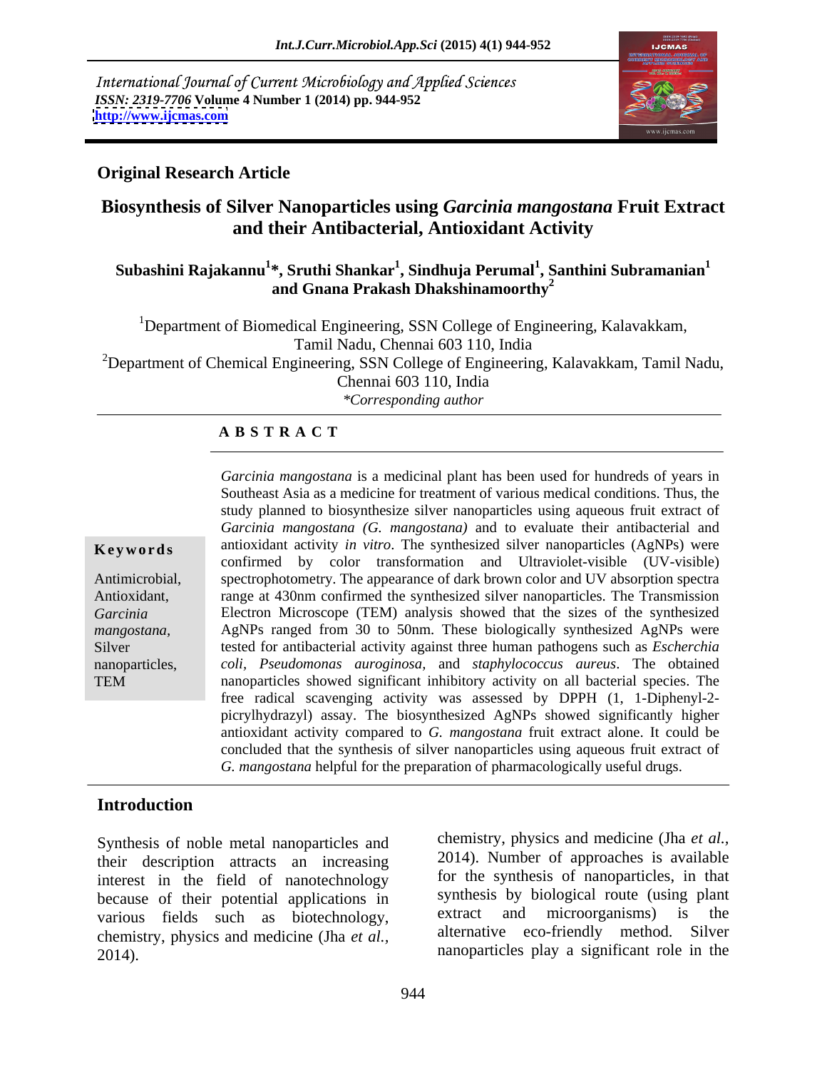International Journal of Current Microbiology and Applied Sciences
*ISSN: 2319-7706* **Volume 4 Number 1 (2014) pp. 944-952**
**http://www.ijcmas.com**

**Original Research Article**

# Biosynthesis of Silver Nanoparticles using *Garcinia mangostana* Fruit Extract and their Antibacterial, Antioxidant Activity

**Subashini Rajakannu[1]*, Sruthi Shankar[1], Sindhuja Perumal[1], Santhini Subramanian[1] and Gnana Prakash Dhakshinamoorthy[2]**

[1]Department of Biomedical Engineering, SSN College of Engineering, Kalavakkam, Tamil Nadu, Chennai 603 110, India

[2]Department of Chemical Engineering, SSN College of Engineering, Kalavakkam, Tamil Nadu, Chennai 603 110, India

*\*Corresponding author*

## A B S T R A C T

*Garcinia mangostana* is a medicinal plant has been used for hundreds of years in Southeast Asia as a medicine for treatment of various medical conditions. Thus, the study planned to biosynthesize silver nanoparticles using aqueous fruit extract of *Garcinia mangostana (G. mangostana)* and to evaluate their antibacterial and antioxidant activity *in vitro*. The synthesized silver nanoparticles (AgNPs) were confirmed by color transformation and Ultraviolet-visible (UV-visible) spectrophotometry. The appearance of dark brown color and UV absorption spectra range at 430nm confirmed the synthesized silver nanoparticles. The Transmission Electron Microscope (TEM) analysis showed that the sizes of the synthesized AgNPs ranged from 30 to 50nm. These biologically synthesized AgNPs were tested for antibacterial activity against three human pathogens such as *Escherchia coli, Pseudomonas auroginosa,* and *staphylococcus aureus*. The obtained nanoparticles showed significant inhibitory activity on all bacterial species. The free radical scavenging activity was assessed by DPPH (1, 1-Diphenyl-2-picrylhydrazyl) assay. The biosynthesized AgNPs showed significantly higher antioxidant activity compared to *G. mangostana* fruit extract alone. It could be concluded that the synthesis of silver nanoparticles using aqueous fruit extract of *G. mangostana* helpful for the preparation of pharmacologically useful drugs.

**Keywords**

Antimicrobial, Antioxidant, *Garcinia mangostana,* Silver nanoparticles, TEM

## Introduction

Synthesis of noble metal nanoparticles and their description attracts an increasing interest in the field of nanotechnology because of their potential applications in various fields such as biotechnology, chemistry, physics and medicine (Jha *et al.,* 2014). Number of approaches is available for the synthesis of nanoparticles, in that synthesis by biological route (using plant extract and microorganisms) is the alternative eco-friendly method. Silver nanoparticles play a significant role in the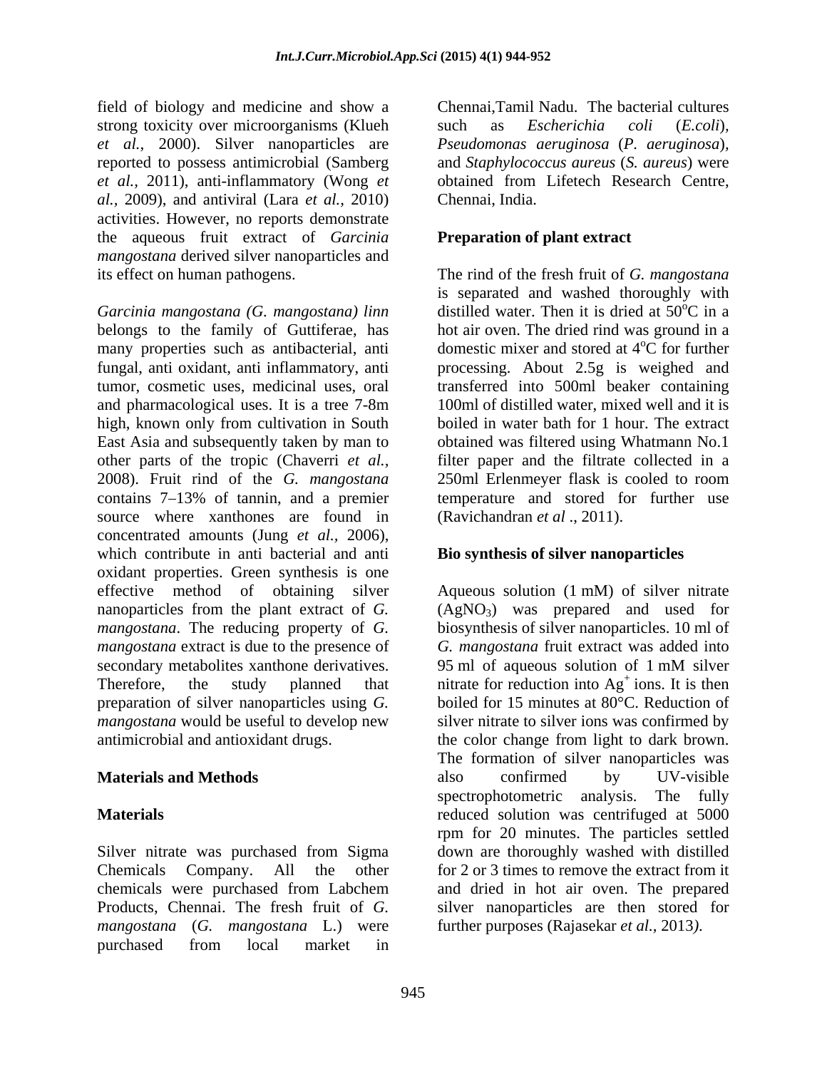field of biology and medicine and show a strong toxicity over microorganisms (Klueh *et al.,* 2000). Silver nanoparticles are reported to possess antimicrobial (Samberg *et al.*, 2011), anti-inflammatory (Wong *et al.*, 2009), and antiviral (Lara *et al.,* 2010) activities. However, no reports demonstrate the aqueous fruit extract of *Garcinia mangostana* derived silver nanoparticles and its effect on human pathogens.

*Garcinia mangostana (G. mangostana) linn* belongs to the family of Guttiferae, has many properties such as antibacterial, anti fungal, anti oxidant, anti inflammatory, anti tumor, cosmetic uses, medicinal uses, oral and pharmacological uses. It is a tree 7-8m high, known only from cultivation in South East Asia and subsequently taken by man to other parts of the tropic (Chaverri *et al.*, 2008). Fruit rind of the *G. mangostana* contains 7–13% of tannin, and a premier source where xanthones are found in concentrated amounts (Jung *et al.*, 2006), which contribute in anti bacterial and anti oxidant properties. Green synthesis is one effective method of obtaining silver nanoparticles from the plant extract of *G. mangostana*. The reducing property of *G. mangostana* extract is due to the presence of secondary metabolites xanthone derivatives. Therefore, the study planned that preparation of silver nanoparticles using *G. mangostana* would be useful to develop new antimicrobial and antioxidant drugs.

## Materials and Methods

### Materials

Silver nitrate was purchased from Sigma Chemicals Company. All the other chemicals were purchased from Labchem Products, Chennai. The fresh fruit of *G. mangostana* (*G. mangostana* L.) were purchased from local market in Chennai,Tamil Nadu. The bacterial cultures such as *Escherichia coli* (*E.coli*), *Pseudomonas aeruginosa* (*P. aeruginosa*), and *Staphylococcus aureus* (*S. aureus*) were obtained from Lifetech Research Centre, Chennai, India.

### Preparation of plant extract

The rind of the fresh fruit of *G. mangostana* is separated and washed thoroughly with distilled water. Then it is dried at $50^{o}$C in a hot air oven. The dried rind was ground in a domestic mixer and stored at $4^{o}$C for further processing. About 2.5g is weighed and transferred into 500ml beaker containing 100ml of distilled water, mixed well and it is boiled in water bath for 1 hour. The extract obtained was filtered using Whatmann No.1 filter paper and the filtrate collected in a 250ml Erlenmeyer flask is cooled to room temperature and stored for further use (Ravichandran *et al* ., 2011).

### Bio synthesis of silver nanoparticles

Aqueous solution (1 mM) of silver nitrate ($AgNO_3$) was prepared and used for biosynthesis of silver nanoparticles. 10 ml of *G. mangostana* fruit extract was added into 95 ml of aqueous solution of 1 mM silver nitrate for reduction into $Ag^+$ ions. It is then boiled for 15 minutes at 80°C. Reduction of silver nitrate to silver ions was confirmed by the color change from light to dark brown. The formation of silver nanoparticles was also confirmed by UV-visible spectrophotometric analysis. The fully reduced solution was centrifuged at 5000 rpm for 20 minutes. The particles settled down are thoroughly washed with distilled for 2 or 3 times to remove the extract from it and dried in hot air oven. The prepared silver nanoparticles are then stored for further purposes (Rajasekar *et al.,* 2013).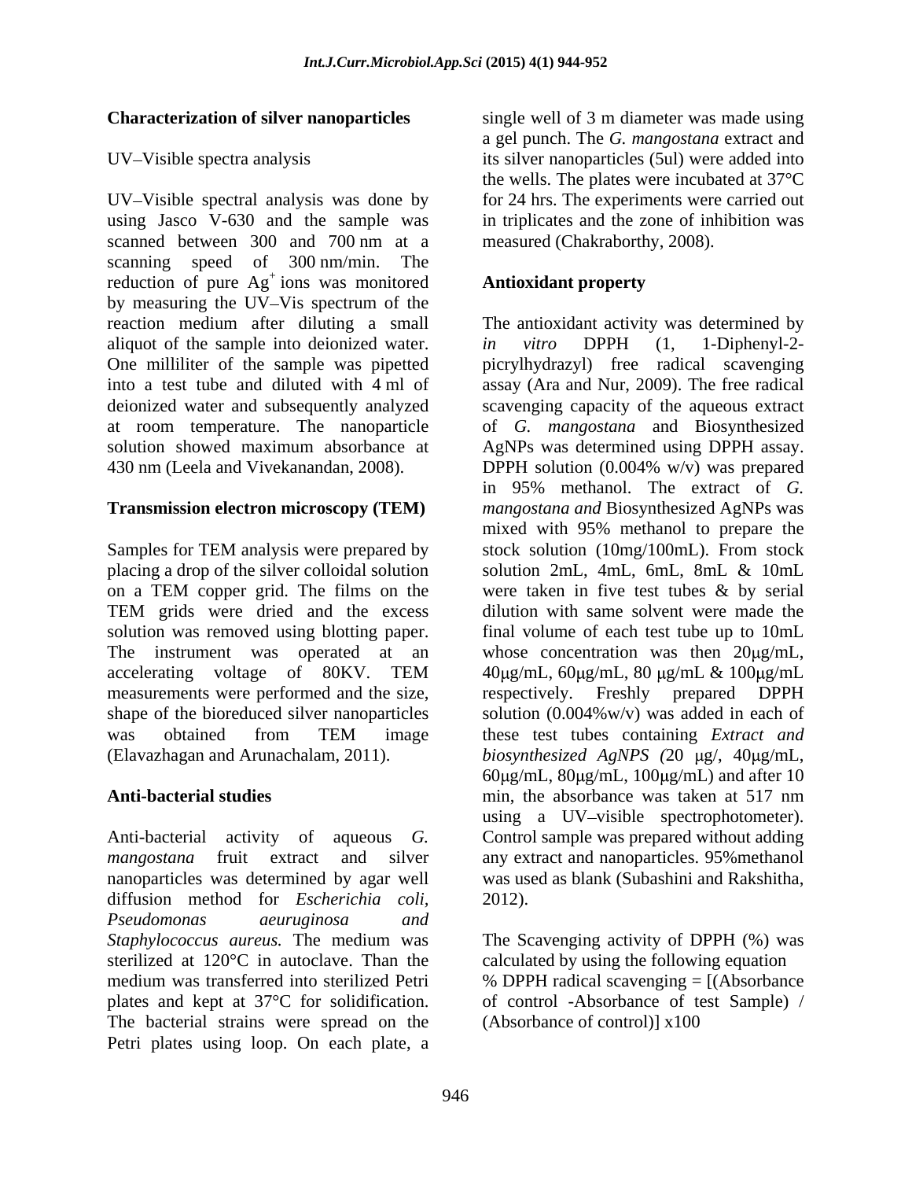**Characterization of silver nanoparticles**

UV–Visible spectra analysis

UV–Visible spectral analysis was done by using Jasco V-630 and the sample was scanned between 300 and 700 nm at a scanning speed of 300 nm/min. The reduction of pure $Ag^+$ ions was monitored by measuring the UV–Vis spectrum of the reaction medium after diluting a small aliquot of the sample into deionized water. One milliliter of the sample was pipetted into a test tube and diluted with 4 ml of deionized water and subsequently analyzed at room temperature. The nanoparticle solution showed maximum absorbance at 430 nm (Leela and Vivekanandan, 2008).

**Transmission electron microscopy (TEM)**

Samples for TEM analysis were prepared by placing a drop of the silver colloidal solution on a TEM copper grid. The films on the TEM grids were dried and the excess solution was removed using blotting paper. The instrument was operated at an accelerating voltage of 80KV. TEM measurements were performed and the size, shape of the bioreduced silver nanoparticles was obtained from TEM image (Elavazhagan and Arunachalam, 2011).

**Anti-bacterial studies**

Anti-bacterial activity of aqueous *G. mangostana* fruit extract and silver nanoparticles was determined by agar well diffusion method for *Escherichia coli, Pseudomonas aeuruginosa and Staphylococcus aureus.* The medium was sterilized at 120°C in autoclave. Than the medium was transferred into sterilized Petri plates and kept at 37°C for solidification. The bacterial strains were spread on the Petri plates using loop. On each plate, a single well of 3 m diameter was made using a gel punch. The *G. mangostana* extract and its silver nanoparticles (5ul) were added into the wells. The plates were incubated at 37°C for 24 hrs. The experiments were carried out in triplicates and the zone of inhibition was measured (Chakraborthy, 2008).

**Antioxidant property**

The antioxidant activity was determined by *in vitro* DPPH (1, 1-Diphenyl-2-picrylhydrazyl) free radical scavenging assay (Ara and Nur, 2009). The free radical scavenging capacity of the aqueous extract of *G. mangostana* and Biosynthesized AgNPs was determined using DPPH assay. DPPH solution (0.004% w/v) was prepared in 95% methanol. The extract of *G. mangostana and* Biosynthesized AgNPs was mixed with 95% methanol to prepare the stock solution (10mg/100mL). From stock solution 2mL, 4mL, 6mL, 8mL & 10mL were taken in five test tubes & by serial dilution with same solvent were made the final volume of each test tube up to 10mL whose concentration was then 20μg/mL, 40μg/mL, 60μg/mL, 80 μg/mL & 100μg/mL respectively. Freshly prepared DPPH solution (0.004%w/v) was added in each of these test tubes containing *Extract and biosynthesized AgNPS (*20 μg/, 40μg/mL, 60μg/mL, 80μg/mL, 100μg/mL) and after 10 min, the absorbance was taken at 517 nm using a UV–visible spectrophotometer). Control sample was prepared without adding any extract and nanoparticles. 95%methanol was used as blank (Subashini and Rakshitha, 2012).

The Scavenging activity of DPPH (%) was calculated by using the following equation

% DPPH radical scavenging = [(Absorbance of control -Absorbance of test Sample) / (Absorbance of control)] x100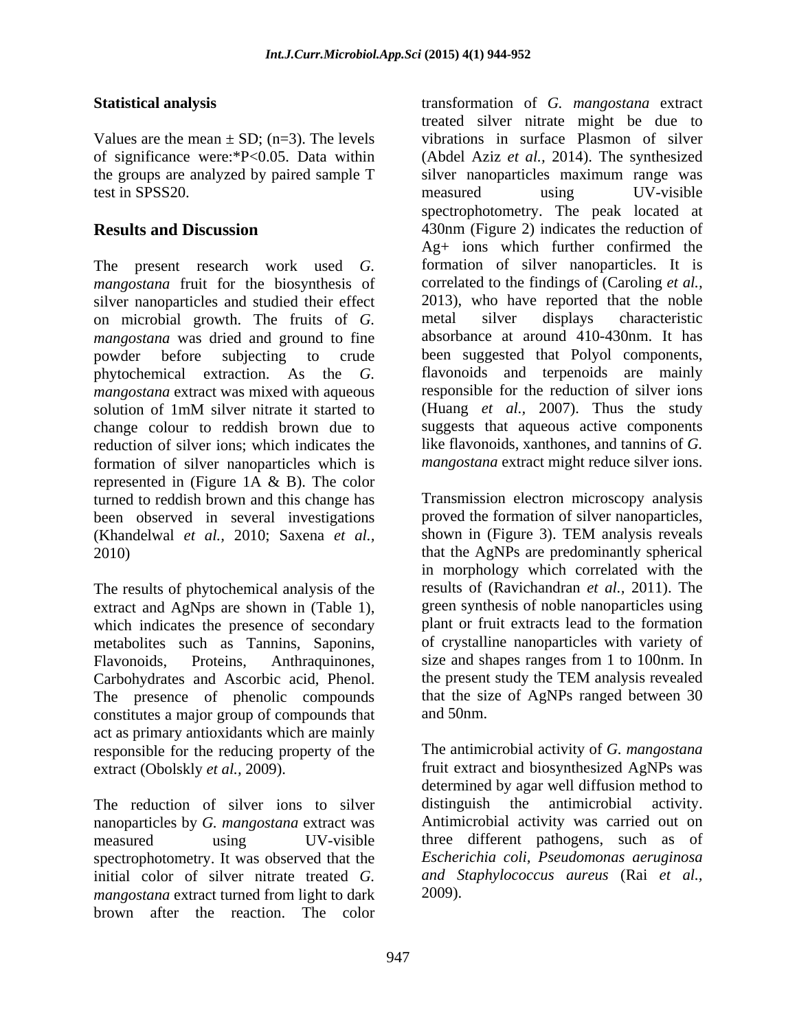## Statistical analysis

Values are the mean ± SD; (n=3). The levels of significance were:*P<0.05. Data within the groups are analyzed by paired sample T test in SPSS20.

## Results and Discussion

The present research work used *G. mangostana* fruit for the biosynthesis of silver nanoparticles and studied their effect on microbial growth. The fruits of *G. mangostana* was dried and ground to fine powder before subjecting to crude phytochemical extraction. As the *G. mangostana* extract was mixed with aqueous solution of 1mM silver nitrate it started to change colour to reddish brown due to reduction of silver ions; which indicates the formation of silver nanoparticles which is represented in (Figure 1A & B). The color turned to reddish brown and this change has been observed in several investigations (Khandelwal *et al.,* 2010; Saxena *et al.,* 2010)

The results of phytochemical analysis of the extract and AgNps are shown in (Table 1), which indicates the presence of secondary metabolites such as Tannins, Saponins, Flavonoids, Proteins, Anthraquinones, Carbohydrates and Ascorbic acid, Phenol. The presence of phenolic compounds constitutes a major group of compounds that act as primary antioxidants which are mainly responsible for the reducing property of the extract (Obolskly *et al.,* 2009).

The reduction of silver ions to silver nanoparticles by *G. mangostana* extract was measured using UV-visible spectrophotometry. It was observed that the initial color of silver nitrate treated *G. mangostana* extract turned from light to dark brown after the reaction. The color transformation of *G. mangostana* extract treated silver nitrate might be due to vibrations in surface Plasmon of silver (Abdel Aziz *et al.,* 2014). The synthesized silver nanoparticles maximum range was measured using UV-visible spectrophotometry. The peak located at 430nm (Figure 2) indicates the reduction of $Ag^+$ ions which further confirmed the formation of silver nanoparticles. It is correlated to the findings of (Caroling *et al.,* 2013), who have reported that the noble metal silver displays characteristic absorbance at around 410-430nm. It has been suggested that Polyol components, flavonoids and terpenoids are mainly responsible for the reduction of silver ions (Huang *et al.,* 2007). Thus the study suggests that aqueous active components like flavonoids, xanthones, and tannins of *G. mangostana* extract might reduce silver ions.

Transmission electron microscopy analysis proved the formation of silver nanoparticles, shown in (Figure 3). TEM analysis reveals that the AgNPs are predominantly spherical in morphology which correlated with the results of (Ravichandran *et al.,* 2011). The green synthesis of noble nanoparticles using plant or fruit extracts lead to the formation of crystalline nanoparticles with variety of size and shapes ranges from 1 to 100nm. In the present study the TEM analysis revealed that the size of AgNPs ranged between 30 and 50nm.

The antimicrobial activity of *G. mangostana* fruit extract and biosynthesized AgNPs was determined by agar well diffusion method to distinguish the antimicrobial activity. Antimicrobial activity was carried out on three different pathogens, such as of *Escherichia coli, Pseudomonas aeruginosa and Staphylococcus aureus* (Rai *et al.,* 2009).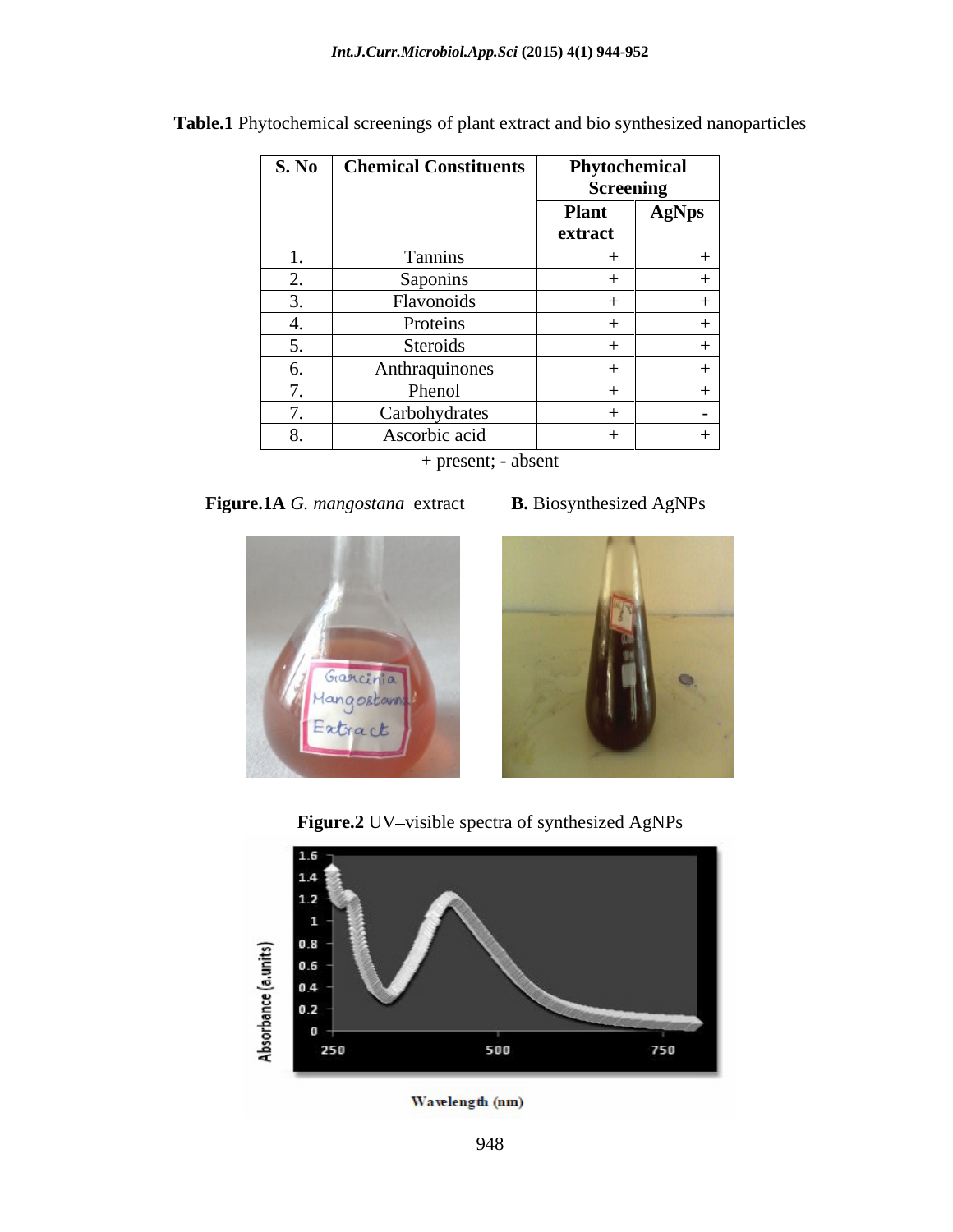**Table.1** Phytochemical screenings of plant extract and bio synthesized nanoparticles

| S. No | Chemical Constituents | Phytochemical Screening | |
|---|---|---|---|
| | | Plant extract | AgNps |
| 1. | Tannins | + | + |
| 2. | Saponins | + | + |
| 3. | Flavonoids | + | + |
| 4. | Proteins | + | + |
| 5. | Steroids | + | + |
| 6. | Anthraquinones | + | + |
| 7. | Phenol | + | + |
| 7. | Carbohydrates | + | - |
| 8. | Ascorbic acid | + | + |

+ present; - absent

**Figure.1A** *G. mangostana* extract **B.** Biosynthesized AgNPs

**Figure.2** UV–visible spectra of synthesized AgNPs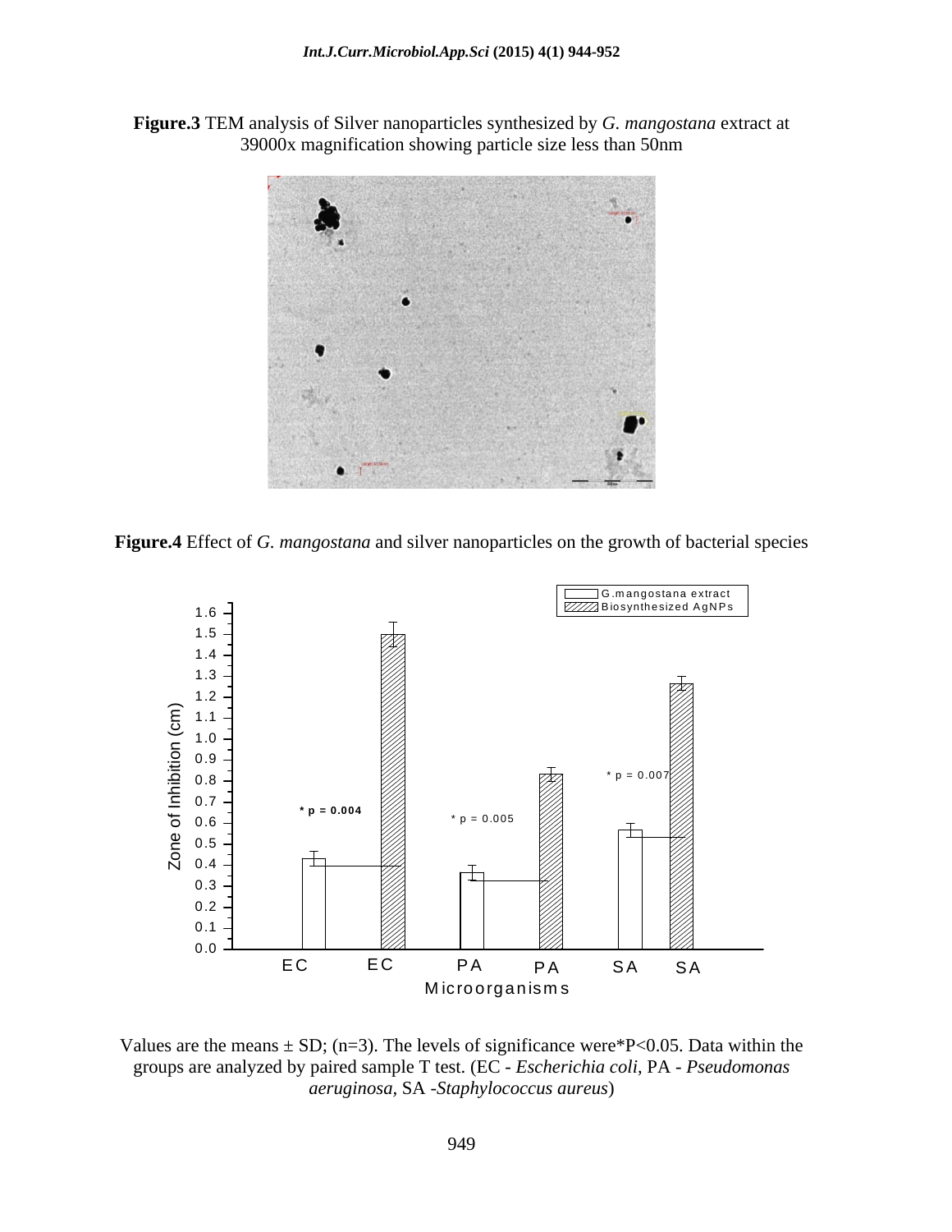**Figure.3** TEM analysis of Silver nanoparticles synthesized by *G. mangostana* extract at 39000x magnification showing particle size less than 50nm

**Figure.4** Effect of *G. mangostana* and silver nanoparticles on the growth of bacterial species

Values are the means ± SD; (n=3). The levels of significance were*P<0.05. Data within the groups are analyzed by paired sample T test. (EC - *Escherichia coli*, PA - *Pseudomonas aeruginosa*, SA -*Staphylococcus aureus*)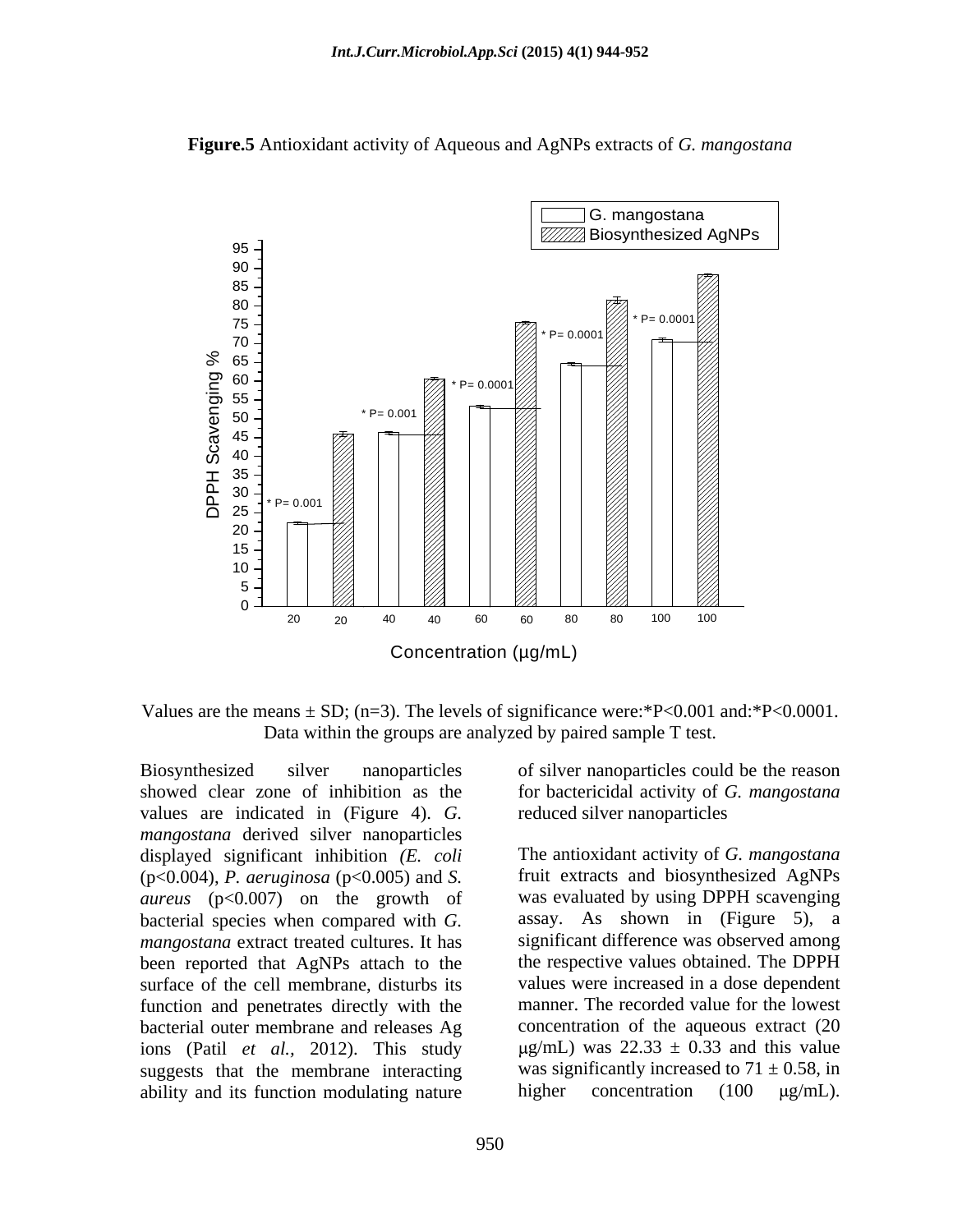**Figure.5** Antioxidant activity of Aqueous and AgNPs extracts of *G. mangostana*

Values are the means ± SD; (n=3). The levels of significance were:*P<0.001 and:*P<0.0001. Data within the groups are analyzed by paired sample T test.

Biosynthesized silver nanoparticles showed clear zone of inhibition as the values are indicated in (Figure 4). *G. mangostana* derived silver nanoparticles displayed significant inhibition *(E. coli* ($p<0.004$), *P. aeruginosa* ($p<0.005$) and *S. aureus* ($p<0.007$) on the growth of bacterial species when compared with *G. mangostana* extract treated cultures. It has been reported that AgNPs attach to the surface of the cell membrane, disturbs its function and penetrates directly with the bacterial outer membrane and releases Ag ions (Patil *et al.,* 2012). This study suggests that the membrane interacting ability and its function modulating nature of silver nanoparticles could be the reason for bactericidal activity of *G. mangostana* reduced silver nanoparticles

The antioxidant activity of *G. mangostana* fruit extracts and biosynthesized AgNPs was evaluated by using DPPH scavenging assay. As shown in (Figure 5), a significant difference was observed among the respective values obtained. The DPPH values were increased in a dose dependent manner. The recorded value for the lowest concentration of the aqueous extract (20 μg/mL) was $22.33 \pm 0.33$ and this value was significantly increased to $71 \pm 0.58$, in higher concentration (100 μg/mL).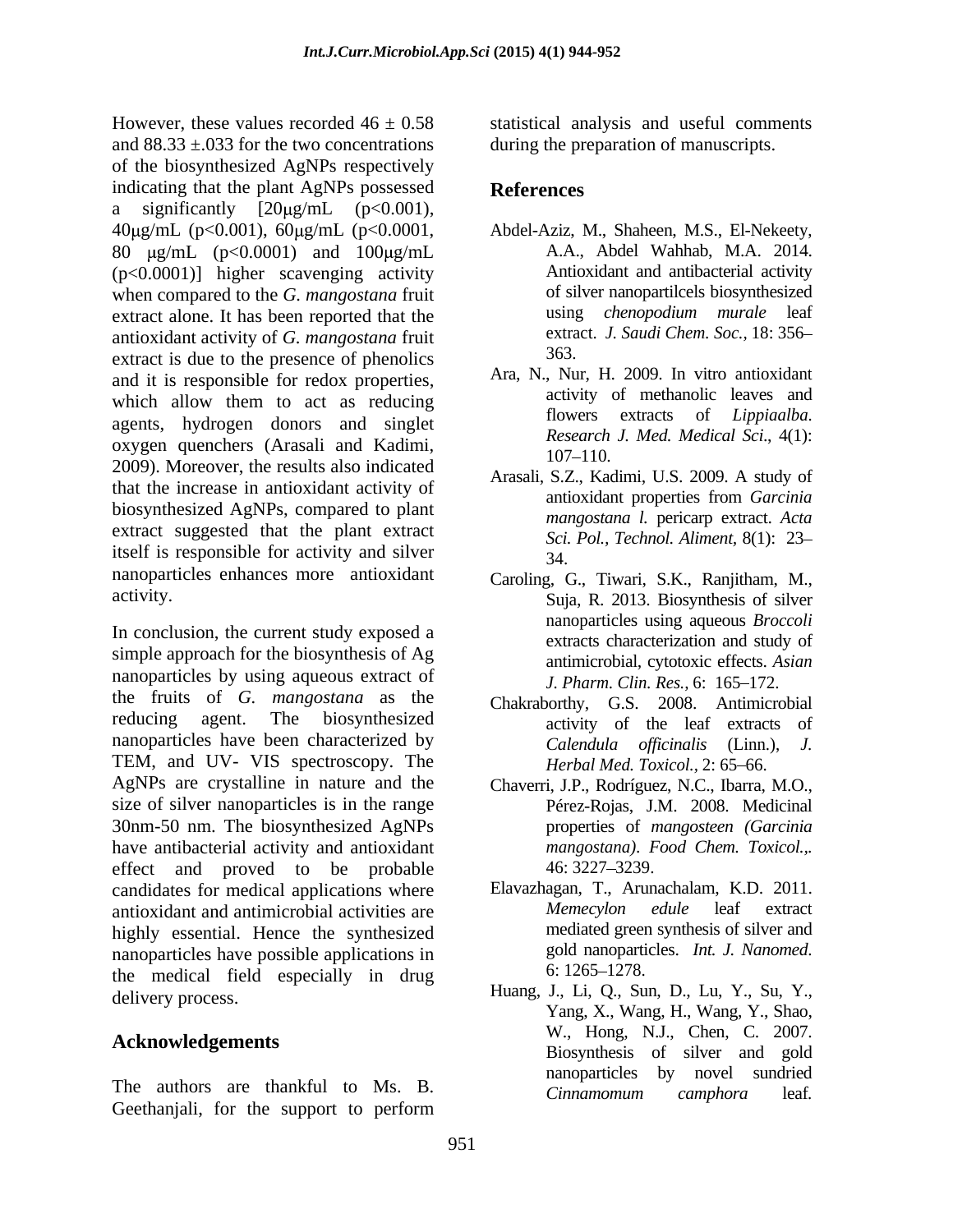However, these values recorded 46 ± 0.58 and 88.33 ±.033 for the two concentrations of the biosynthesized AgNPs respectively indicating that the plant AgNPs possessed a significantly [20μg/mL ($p<0.001$), 40μg/mL ($p<0.001$), 60μg/mL ($p<0.0001$, 80 μg/mL ($p<0.0001$) and 100μg/mL ($p<0.0001$)] higher scavenging activity when compared to the *G. mangostana* fruit extract alone. It has been reported that the antioxidant activity of *G. mangostana* fruit extract is due to the presence of phenolics and it is responsible for redox properties, which allow them to act as reducing agents, hydrogen donors and singlet oxygen quenchers (Arasali and Kadimi, 2009). Moreover, the results also indicated that the increase in antioxidant activity of biosynthesized AgNPs, compared to plant extract suggested that the plant extract itself is responsible for activity and silver nanoparticles enhances more antioxidant activity.

In conclusion, the current study exposed a simple approach for the biosynthesis of Ag nanoparticles by using aqueous extract of the fruits of *G. mangostana* as the reducing agent. The biosynthesized nanoparticles have been characterized by TEM, and UV- VIS spectroscopy. The AgNPs are crystalline in nature and the size of silver nanoparticles is in the range 30nm-50 nm. The biosynthesized AgNPs have antibacterial activity and antioxidant effect and proved to be probable candidates for medical applications where antioxidant and antimicrobial activities are highly essential. Hence the synthesized nanoparticles have possible applications in the medical field especially in drug delivery process.

## Acknowledgements

The authors are thankful to Ms. B. Geethanjali, for the support to perform statistical analysis and useful comments during the preparation of manuscripts.

## References

Abdel-Aziz, M., Shaheen, M.S., El-Nekeety, A.A., Abdel Wahhab, M.A. 2014. Antioxidant and antibacterial activity of silver nanopartilcels biosynthesized using *chenopodium murale* leaf extract. *J. Saudi Chem. Soc.,* 18: 356–363.

Ara, N., Nur, H. 2009. In vitro antioxidant activity of methanolic leaves and flowers extracts of *Lippiaalba. Research J. Med. Medical Sci*., 4(1): 107–110.

Arasali, S.Z., Kadimi, U.S. 2009. A study of antioxidant properties from *Garcinia mangostana l.* pericarp extract. *Acta Sci. Pol., Technol. Aliment,* 8(1): 23–34.

Caroling, G., Tiwari, S.K., Ranjitham, M., Suja, R. 2013. Biosynthesis of silver nanoparticles using aqueous *Broccoli* extracts characterization and study of antimicrobial, cytotoxic effects. *Asian J. Pharm. Clin. Res.,* 6: 165–172.

Chakraborthy, G.S. 2008. Antimicrobial activity of the leaf extracts of *Calendula officinalis* (Linn.), *J. Herbal Med. Toxicol.,* 2: 65–66.

Chaverri, J.P., Rodríguez, N.C., Ibarra, M.O., Pérez-Rojas, J.M. 2008. Medicinal properties of *mangosteen (Garcinia mangostana). Food Chem. Toxicol.,*. 46: 3227–3239.

Elavazhagan, T., Arunachalam, K.D. 2011. *Memecylon edule* leaf extract mediated green synthesis of silver and gold nanoparticles. *Int. J. Nanomed.* 6: 1265–1278.

Huang, J., Li, Q., Sun, D., Lu, Y., Su, Y., Yang, X., Wang, H., Wang, Y., Shao, W., Hong, N.J., Chen, C. 2007. Biosynthesis of silver and gold nanoparticles by novel sundried *Cinnamomum camphora* leaf.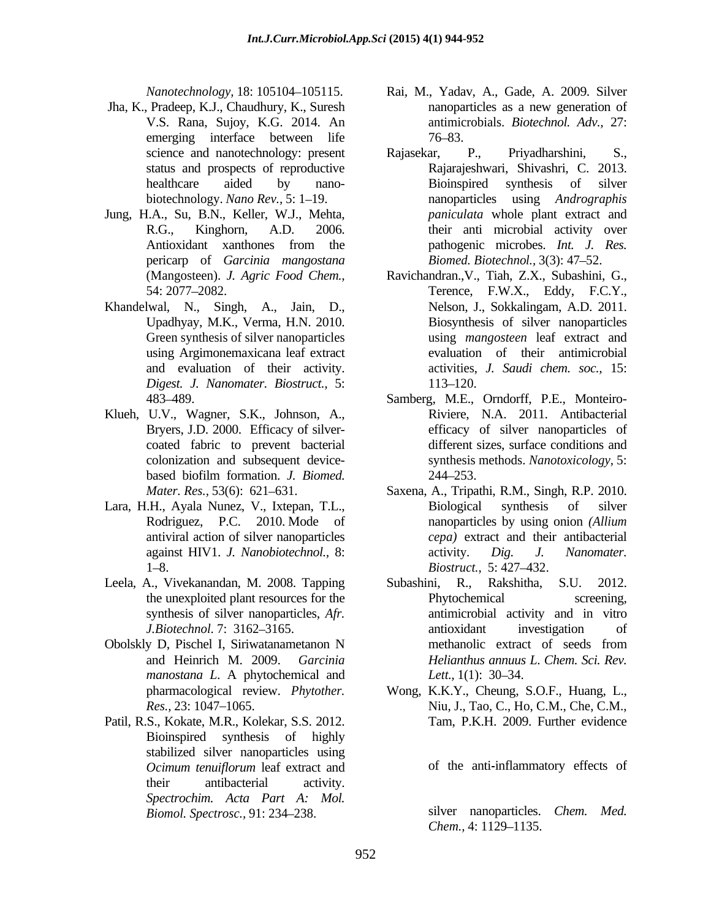*Nanotechnology*, 18: 105104–105115.

Jha, K., Pradeep, K.J., Chaudhury, K., Suresh V.S. Rana, Sujoy, K.G. 2014. An emerging interface between life science and nanotechnology: present status and prospects of reproductive healthcare aided by nano-biotechnology. *Nano Rev.,* 5: 1–19.

Jung, H.A., Su, B.N., Keller, W.J., Mehta, R.G., Kinghorn, A.D. 2006. Antioxidant xanthones from the pericarp of *Garcinia mangostana* (Mangosteen). *J. Agric Food Chem.,* 54: 2077–2082.

Khandelwal, N., Singh, A., Jain, D., Upadhyay, M.K., Verma, H.N. 2010. Green synthesis of silver nanoparticles using Argimonemaxicana leaf extract and evaluation of their activity. *Digest. J. Nanomater. Biostruct.,* 5: 483–489.

Klueh, U.V., Wagner, S.K., Johnson, A., Bryers, J.D. 2000. Efficacy of silver-coated fabric to prevent bacterial colonization and subsequent device-based biofilm formation. *J. Biomed. Mater. Res.,* 53(6): 621–631.

Lara, H.H., Ayala Nunez, V., Ixtepan, T.L., Rodriguez, P.C. 2010. Mode of antiviral action of silver nanoparticles against HIV1. *J. Nanobiotechnol.,* 8: 1–8.

Leela, A., Vivekanandan, M. 2008. Tapping the unexploited plant resources for the synthesis of silver nanoparticles, *Afr. J.Biotechnol.* 7: 3162–3165.

Obolskly D, Pischel I, Siriwatanametanon N and Heinrich M. 2009. *Garcinia manostana L*. A phytochemical and pharmacological review. *Phytother. Res.,* 23: 1047–1065.

Patil, R.S., Kokate, M.R., Kolekar, S.S. 2012. Bioinspired synthesis of highly stabilized silver nanoparticles using *Ocimum tenuiflorum* leaf extract and their antibacterial activity. *Spectrochim. Acta Part A: Mol. Biomol. Spectrosc.,* 91: 234–238.

Rai, M., Yadav, A., Gade, A. 2009. Silver nanoparticles as a new generation of antimicrobials. *Biotechnol. Adv.,* 27: 76–83.

Rajasekar, P., Priyadharshini, S., Rajarajeshwari, Shivashri, C. 2013. Bioinspired synthesis of silver nanoparticles using *Andrographis paniculata* whole plant extract and their anti microbial activity over pathogenic microbes. *Int. J. Res. Biomed. Biotechnol.,* 3(3): 47–52.

Ravichandran.,V., Tiah, Z.X., Subashini, G., Terence, F.W.X., Eddy, F.C.Y., Nelson, J., Sokkalingam, A.D. 2011. Biosynthesis of silver nanoparticles using *mangosteen* leaf extract and evaluation of their antimicrobial activities, *J. Saudi chem. soc.,* 15: 113–120.

Samberg, M.E., Orndorff, P.E., Monteiro-Riviere, N.A. 2011. Antibacterial efficacy of silver nanoparticles of different sizes, surface conditions and synthesis methods. *Nanotoxicology,* 5: 244–253.

Saxena, A., Tripathi, R.M., Singh, R.P. 2010. Biological synthesis of silver nanoparticles by using onion *(Allium cepa)* extract and their antibacterial activity. *Dig. J. Nanomater. Biostruct.,* 5: 427–432.

Subashini, R., Rakshitha, S.U. 2012. Phytochemical screening, antimicrobial activity and in vitro antioxidant investigation of methanolic extract of seeds from *Helianthus annuus L. Chem. Sci. Rev. Lett.,* 1(1): 30–34.

Wong, K.K.Y., Cheung, S.O.F., Huang, L., Niu, J., Tao, C., Ho, C.M., Che, C.M., Tam, P.K.H. 2009. Further evidence of the anti-inflammatory effects of silver nanoparticles. *Chem. Med. Chem.,* 4: 1129–1135.